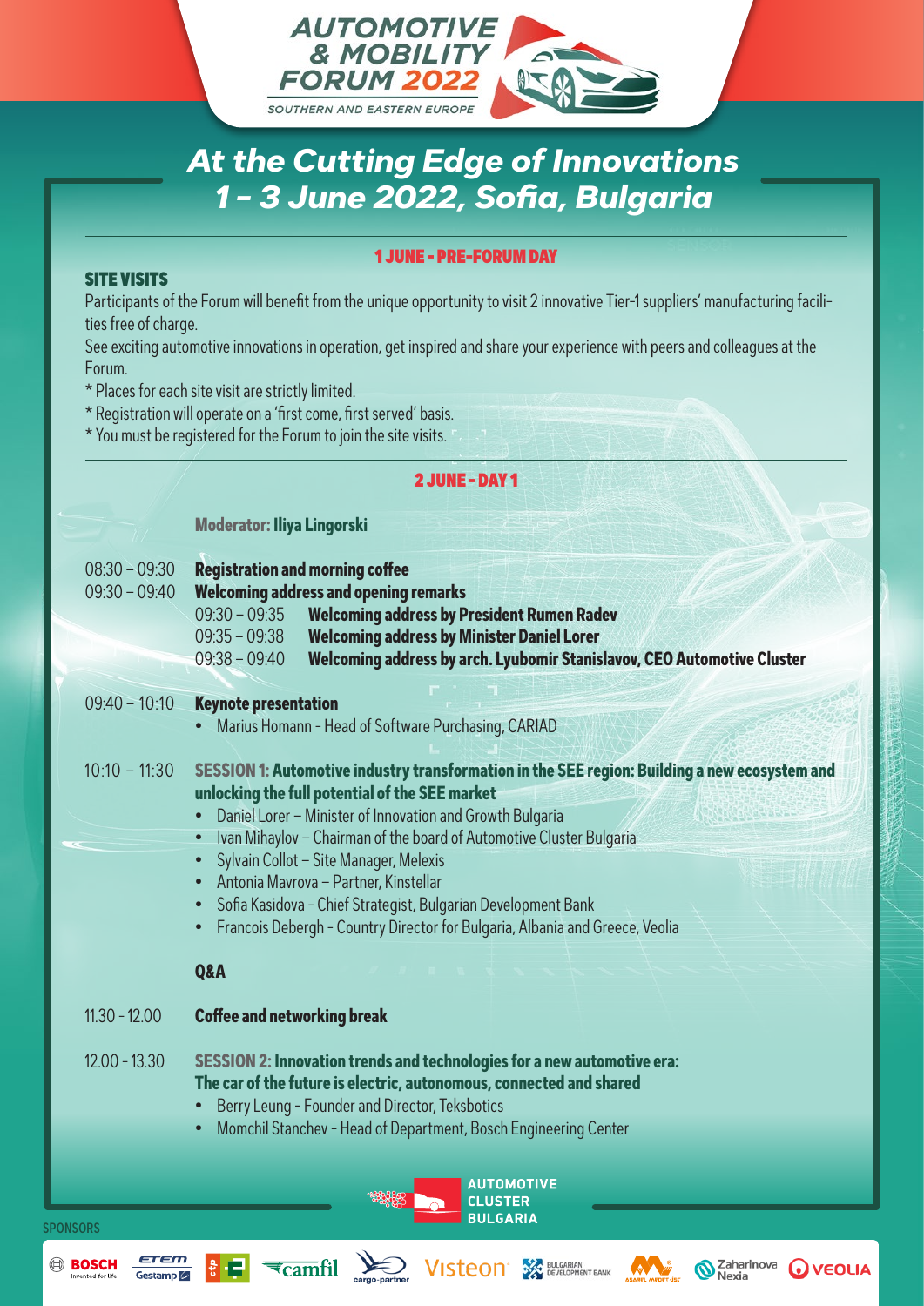# AUTOMOTIVE & MOBILITY FORUM 2022

SOUTHERN AND EASTERN EUROPE

## *At the Cutting Edge of Innovations*
## *1 - 3 June 2022, Sofia, Bulgaria*

### 1 JUNE - PRE-FORUM DAY

**SITE VISITS**

Participants of the Forum will benefit from the unique opportunity to visit 2 innovative Tier-1 suppliers' manufacturing facilities free of charge.

See exciting automotive innovations in operation, get inspired and share your experience with peers and colleagues at the Forum.

* Places for each site visit are strictly limited.
* Registration will operate on a 'first come, first served' basis.
* You must be registered for the Forum to join the site visits.

### 2 JUNE - DAY 1

**Moderator: Iliya Lingorski**

08:30 – 09:30 **Registration and morning coffee**

09:30 – 09:40 **Welcoming address and opening remarks**

- 09:30 – 09:35 **Welcoming address by President Rumen Radev**
- 09:35 – 09:38 **Welcoming address by Minister Daniel Lorer**
- 09:38 – 09:40 **Welcoming address by arch. Lyubomir Stanislavov, CEO Automotive Cluster**

09:40 – 10:10 **Keynote presentation**

- Marius Homann - Head of Software Purchasing, CARIAD

10:10 – 11:30 **SESSION 1: Automotive industry transformation in the SEE region: Building a new ecosystem and unlocking the full potential of the SEE market**

- Daniel Lorer – Minister of Innovation and Growth Bulgaria
- Ivan Mihaylov – Chairman of the board of Automotive Cluster Bulgaria
- Sylvain Collot – Site Manager, Melexis
- Antonia Mavrova – Partner, Kinstellar
- Sofia Kasidova - Chief Strategist, Bulgarian Development Bank
- Francois Debergh - Country Director for Bulgaria, Albania and Greece, Veolia

**Q&A**

11.30 - 12.00 **Coffee and networking break**

12.00 - 13.30 **SESSION 2: Innovation trends and technologies for a new automotive era: The car of the future is electric, autonomous, connected and shared**

- Berry Leung - Founder and Director, Teksbotics
- Momchil Stanchev - Head of Department, Bosch Engineering Center

AUTOMOTIVE CLUSTER BULGARIA

SPONSORS

BOSCH · ETEM Gestamp · CTP · camfil · cargo-partner · Visteon · Bulgarian Development Bank · Asarel Medet JSC · Zaharinova Nexia · VEOLIA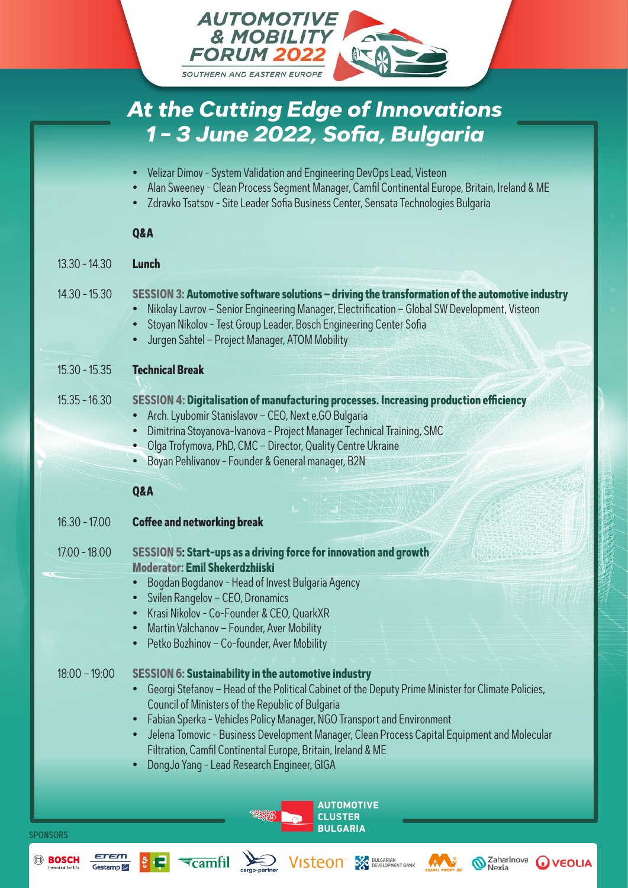# AUTOMOTIVE & MOBILITY FORUM 2022

SOUTHERN AND EASTERN EUROPE

## At the Cutting Edge of Innovations
## 1 - 3 June 2022, Sofia, Bulgaria

- Velizar Dimov - System Validation and Engineering DevOps Lead, Visteon
- Alan Sweeney - Clean Process Segment Manager, Camfil Continental Europe, Britain, Ireland & ME
- Zdravko Tsatsov - Site Leader Sofia Business Center, Sensata Technologies Bulgaria

**Q&A**

13.30 - 14.30 **Lunch**

14.30 - 15.30 **SESSION 3: Automotive software solutions – driving the transformation of the automotive industry**

- Nikolay Lavrov – Senior Engineering Manager, Electrification – Global SW Development, Visteon
- Stoyan Nikolov - Test Group Leader, Bosch Engineering Center Sofia
- Jurgen Sahtel – Project Manager, ATOM Mobility

15.30 - 15.35 **Technical Break**

15.35 - 16.30 **SESSION 4: Digitalisation of manufacturing processes. Increasing production efficiency**

- Arch. Lyubomir Stanislavov – CEO, Next e.GO Bulgaria
- Dimitrina Stoyanova-Ivanova - Project Manager Technical Training, SMC
- Olga Trofymova, PhD, CMC – Director, Quality Centre Ukraine
- Boyan Pehlivanov - Founder & General manager, B2N

**Q&A**

16.30 - 17.00 **Coffee and networking break**

17.00 - 18.00 **SESSION 5: Start-ups as a driving force for innovation and growth**
**Moderator: Emil Shekerdzhiiski**

- Bogdan Bogdanov - Head of Invest Bulgaria Agency
- Svilen Rangelov – CEO, Dronamics
- Krasi Nikolov - Co-Founder & CEO, QuarkXR
- Martin Valchanov – Founder, Aver Mobility
- Petko Bozhinov – Co-founder, Aver Mobility

18:00 – 19:00 **SESSION 6: Sustainability in the automotive industry**

- Georgi Stefanov – Head of the Political Cabinet of the Deputy Prime Minister for Climate Policies, Council of Ministers of the Republic of Bulgaria
- Fabian Sperka - Vehicles Policy Manager, NGO Transport and Environment
- Jelena Tomovic - Business Development Manager, Clean Process Capital Equipment and Molecular Filtration, Camfil Continental Europe, Britain, Ireland & ME
- DongJo Yang - Lead Research Engineer, GIGA

AUTOMOTIVE CLUSTER BULGARIA

SPONSORS

BOSCH Invented for life · ETEM Gestamp · ctp · camfil · cargo-partner · Visteon · Bulgarian Development Bank · Asarel Medet JSC · Zaharinova Nexia · VEOLIA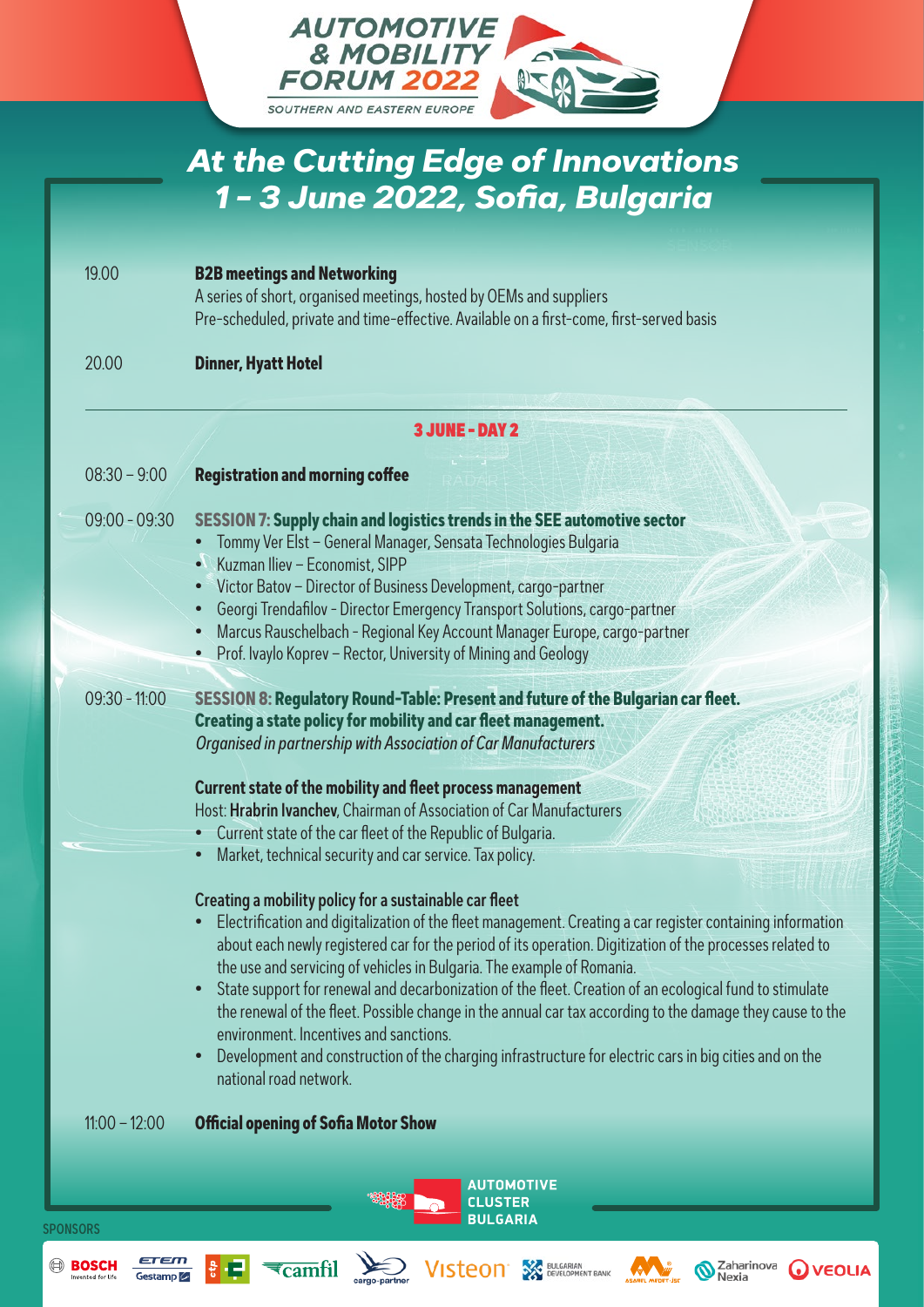# AUTOMOTIVE & MOBILITY FORUM 2022

SOUTHERN AND EASTERN EUROPE

## *At the Cutting Edge of Innovations*
## *1 – 3 June 2022, Sofia, Bulgaria*

19.00 **B2B meetings and Networking**
A series of short, organised meetings, hosted by OEMs and suppliers
Pre-scheduled, private and time-effective. Available on a first-come, first-served basis

20.00 **Dinner, Hyatt Hotel**

---

### 3 JUNE - DAY 2

08:30 – 9:00 **Registration and morning coffee**

09:00 - 09:30 **SESSION 7: Supply chain and logistics trends in the SEE automotive sector**

- Tommy Ver Elst – General Manager, Sensata Technologies Bulgaria
- Kuzman Iliev – Economist, SIPP
- Victor Batov – Director of Business Development, cargo-partner
- Georgi Trendafilov - Director Emergency Transport Solutions, cargo-partner
- Marcus Rauschelbach - Regional Key Account Manager Europe, cargo-partner
- Prof. Ivaylo Koprev – Rector, University of Mining and Geology

09:30 - 11:00 **SESSION 8: Regulatory Round-Table: Present and future of the Bulgarian car fleet. Creating a state policy for mobility and car fleet management.**
*Organised in partnership with Association of Car Manufacturers*

**Current state of the mobility and fleet process management**
Host: **Hrabrin Ivanchev**, Chairman of Association of Car Manufacturers

- Current state of the car fleet of the Republic of Bulgaria.
- Market, technical security and car service. Tax policy.

**Creating a mobility policy for a sustainable car fleet**

- Electrification and digitalization of the fleet management. Creating a car register containing information about each newly registered car for the period of its operation. Digitization of the processes related to the use and servicing of vehicles in Bulgaria. The example of Romania.
- State support for renewal and decarbonization of the fleet. Creation of an ecological fund to stimulate the renewal of the fleet. Possible change in the annual car tax according to the damage they cause to the environment. Incentives and sanctions.
- Development and construction of the charging infrastructure for electric cars in big cities and on the national road network.

11:00 – 12:00 **Official opening of Sofia Motor Show**

AUTOMOTIVE CLUSTER BULGARIA

SPONSORS

BOSCH Invented for life · ETEM Gestamp · CTP · camfil · cargo-partner · Visteon · Bulgarian Development Bank · Asarel Medet JSC · Zaharinova Nexia · VEOLIA